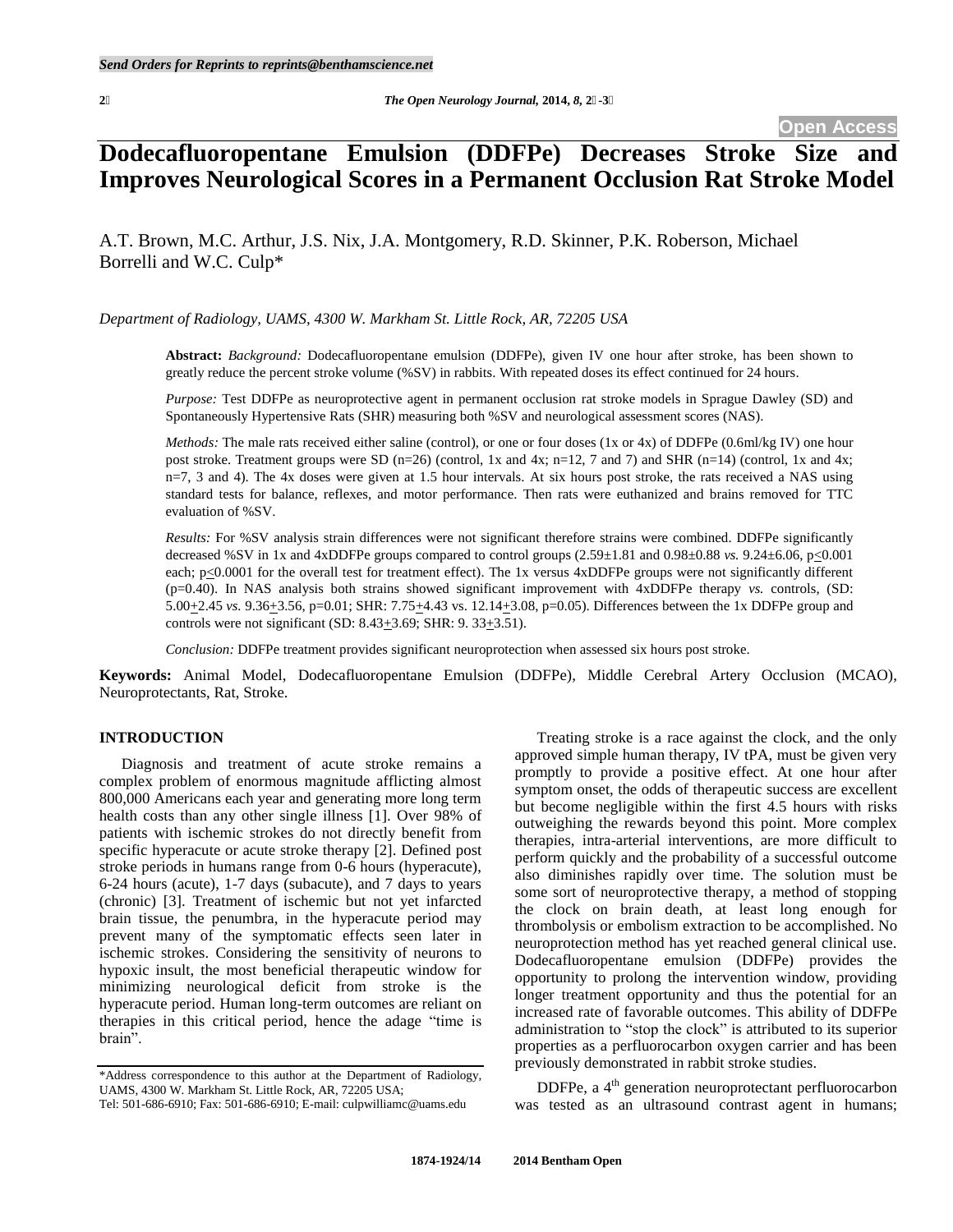Open Access

# Dodecafluoropentane Emulsion (DDFPe) Decreases Stroke Size and Improves Neurological Scores in a Permanent Occlusion Rat Stroke Model

A.T. Brown, M.C. Arthur, J.S. Nix, J.A. Montgomery, R.D. Skinner, P.K. Roberson, Michael Borrelli and W.C. Culp*

*Department of Radiology, UAMS, 4300 W. Markham St. Little Rock, AR, 72205 USA*

**Abstract:** *Background:* Dodecafluoropentane emulsion (DDFPe), given IV one hour after stroke, has been shown to greatly reduce the percent stroke volume (%SV) in rabbits. With repeated doses its effect continued for 24 hours.

*Purpose:* Test DDFPe as neuroprotective agent in permanent occlusion rat stroke models in Sprague Dawley (SD) and Spontaneously Hypertensive Rats (SHR) measuring both %SV and neurological assessment scores (NAS).

*Methods:* The male rats received either saline (control), or one or four doses (1x or 4x) of DDFPe (0.6ml/kg IV) one hour post stroke. Treatment groups were SD (n=26) (control, 1x and 4x; n=12, 7 and 7) and SHR (n=14) (control, 1x and 4x; n=7, 3 and 4). The 4x doses were given at 1.5 hour intervals. At six hours post stroke, the rats received a NAS using standard tests for balance, reflexes, and motor performance. Then rats were euthanized and brains removed for TTC evaluation of %SV.

*Results:* For %SV analysis strain differences were not significant therefore strains were combined. DDFPe significantly decreased %SV in 1x and 4xDDFPe groups compared to control groups (2.59±1.81 and 0.98±0.88 *vs.* 9.24±6.06, $p \leq 0.001$ each; $p \leq 0.0001$ for the overall test for treatment effect). The 1x versus 4xDDFPe groups were not significantly different (p=0.40). In NAS analysis both strains showed significant improvement with 4xDDFPe therapy *vs.* controls, (SD: 5.00±2.45 *vs.* 9.36±3.56, p=0.01; SHR: 7.75±4.43 vs. 12.14±3.08, p=0.05). Differences between the 1x DDFPe group and controls were not significant (SD: 8.43±3.69; SHR: 9. 33±3.51).

*Conclusion:* DDFPe treatment provides significant neuroprotection when assessed six hours post stroke.

**Keywords:** Animal Model, Dodecafluoropentane Emulsion (DDFPe), Middle Cerebral Artery Occlusion (MCAO), Neuroprotectants, Rat, Stroke.

## INTRODUCTION

Diagnosis and treatment of acute stroke remains a complex problem of enormous magnitude afflicting almost 800,000 Americans each year and generating more long term health costs than any other single illness [1]. Over 98% of patients with ischemic strokes do not directly benefit from specific hyperacute or acute stroke therapy [2]. Defined post stroke periods in humans range from 0-6 hours (hyperacute), 6-24 hours (acute), 1-7 days (subacute), and 7 days to years (chronic) [3]. Treatment of ischemic but not yet infarcted brain tissue, the penumbra, in the hyperacute period may prevent many of the symptomatic effects seen later in ischemic strokes. Considering the sensitivity of neurons to hypoxic insult, the most beneficial therapeutic window for minimizing neurological deficit from stroke is the hyperacute period. Human long-term outcomes are reliant on therapies in this critical period, hence the adage "time is brain".

Treating stroke is a race against the clock, and the only approved simple human therapy, IV tPA, must be given very promptly to provide a positive effect. At one hour after symptom onset, the odds of therapeutic success are excellent but become negligible within the first 4.5 hours with risks outweighing the rewards beyond this point. More complex therapies, intra-arterial interventions, are more difficult to perform quickly and the probability of a successful outcome also diminishes rapidly over time. The solution must be some sort of neuroprotective therapy, a method of stopping the clock on brain death, at least long enough for thrombolysis or embolism extraction to be accomplished. No neuroprotection method has yet reached general clinical use. Dodecafluoropentane emulsion (DDFPe) provides the opportunity to prolong the intervention window, providing longer treatment opportunity and thus the potential for an increased rate of favorable outcomes. This ability of DDFPe administration to "stop the clock" is attributed to its superior properties as a perfluorocarbon oxygen carrier and has been previously demonstrated in rabbit stroke studies.

DDFPe, a 4th generation neuroprotectant perfluorocarbon was tested as an ultrasound contrast agent in humans;

*Address correspondence to this author at the Department of Radiology, UAMS, 4300 W. Markham St. Little Rock, AR, 72205 USA; Tel: 501-686-6910; Fax: 501-686-6910; E-mail: culpwilliamc@uams.edu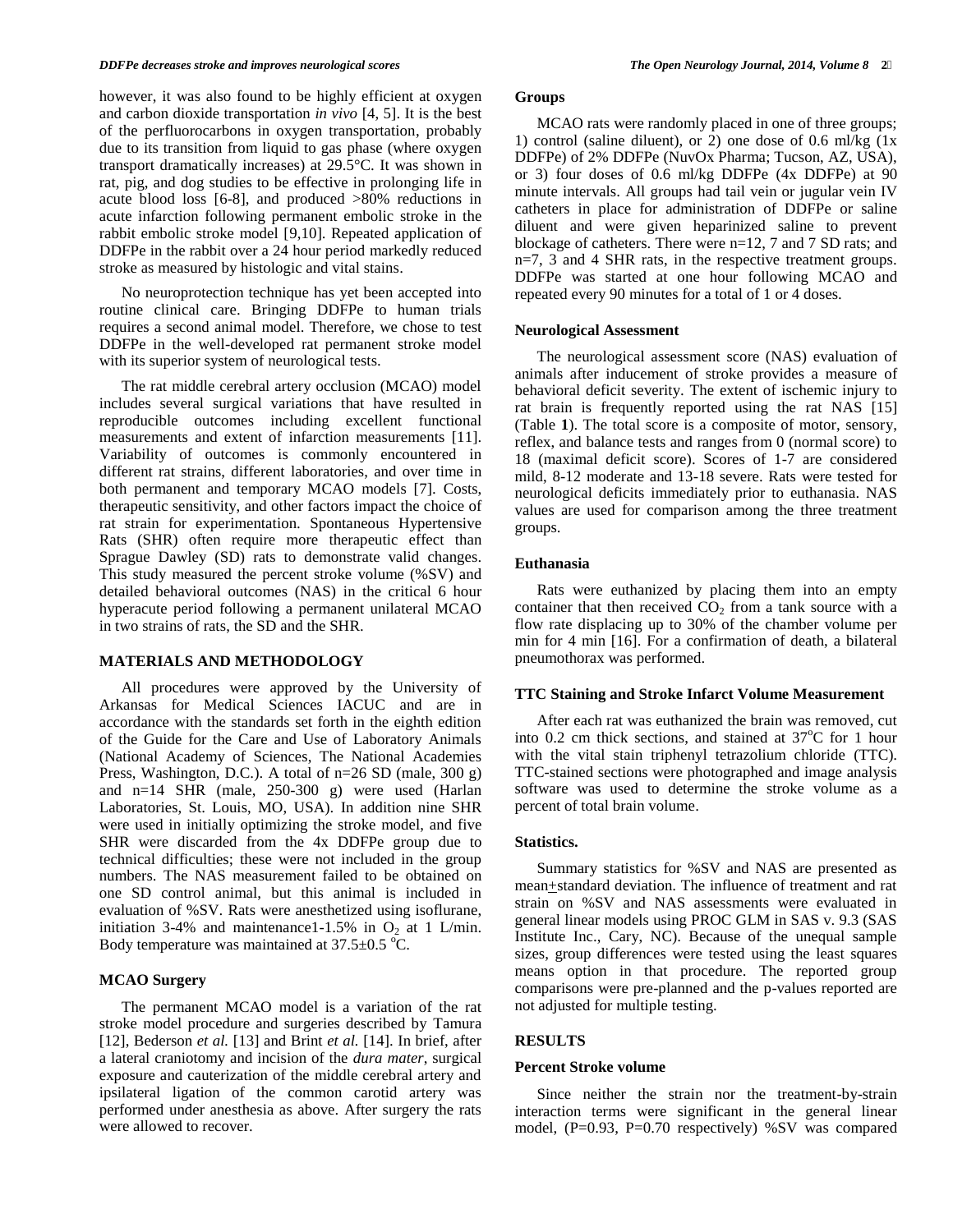however, it was also found to be highly efficient at oxygen and carbon dioxide transportation *in vivo* [4, 5]. It is the best of the perfluorocarbons in oxygen transportation, probably due to its transition from liquid to gas phase (where oxygen transport dramatically increases) at 29.5°C. It was shown in rat, pig, and dog studies to be effective in prolonging life in acute blood loss [6-8], and produced >80% reductions in acute infarction following permanent embolic stroke in the rabbit embolic stroke model [9,10]. Repeated application of DDFPe in the rabbit over a 24 hour period markedly reduced stroke as measured by histologic and vital stains.

No neuroprotection technique has yet been accepted into routine clinical care. Bringing DDFPe to human trials requires a second animal model. Therefore, we chose to test DDFPe in the well-developed rat permanent stroke model with its superior system of neurological tests.

The rat middle cerebral artery occlusion (MCAO) model includes several surgical variations that have resulted in reproducible outcomes including excellent functional measurements and extent of infarction measurements [11]. Variability of outcomes is commonly encountered in different rat strains, different laboratories, and over time in both permanent and temporary MCAO models [7]. Costs, therapeutic sensitivity, and other factors impact the choice of rat strain for experimentation. Spontaneous Hypertensive Rats (SHR) often require more therapeutic effect than Sprague Dawley (SD) rats to demonstrate valid changes. This study measured the percent stroke volume (%SV) and detailed behavioral outcomes (NAS) in the critical 6 hour hyperacute period following a permanent unilateral MCAO in two strains of rats, the SD and the SHR.

## MATERIALS AND METHODOLOGY

All procedures were approved by the University of Arkansas for Medical Sciences IACUC and are in accordance with the standards set forth in the eighth edition of the Guide for the Care and Use of Laboratory Animals (National Academy of Sciences, The National Academies Press, Washington, D.C.). A total of n=26 SD (male, 300 g) and n=14 SHR (male, 250-300 g) were used (Harlan Laboratories, St. Louis, MO, USA). In addition nine SHR were used in initially optimizing the stroke model, and five SHR were discarded from the 4x DDFPe group due to technical difficulties; these were not included in the group numbers. The NAS measurement failed to be obtained on one SD control animal, but this animal is included in evaluation of %SV. Rats were anesthetized using isoflurane, initiation 3-4% and maintenance1-1.5% in $O_2$ at 1 L/min. Body temperature was maintained at 37.5±0.5 °C.

### MCAO Surgery

The permanent MCAO model is a variation of the rat stroke model procedure and surgeries described by Tamura [12], Bederson *et al.* [13] and Brint *et al.* [14]. In brief, after a lateral craniotomy and incision of the *dura mater*, surgical exposure and cauterization of the middle cerebral artery and ipsilateral ligation of the common carotid artery was performed under anesthesia as above. After surgery the rats were allowed to recover.

### Groups

MCAO rats were randomly placed in one of three groups; 1) control (saline diluent), or 2) one dose of 0.6 ml/kg (1x DDFPe) of 2% DDFPe (NuvOx Pharma; Tucson, AZ, USA), or 3) four doses of 0.6 ml/kg DDFPe (4x DDFPe) at 90 minute intervals. All groups had tail vein or jugular vein IV catheters in place for administration of DDFPe or saline diluent and were given heparinized saline to prevent blockage of catheters. There were n=12, 7 and 7 SD rats; and n=7, 3 and 4 SHR rats, in the respective treatment groups. DDFPe was started at one hour following MCAO and repeated every 90 minutes for a total of 1 or 4 doses.

### Neurological Assessment

The neurological assessment score (NAS) evaluation of animals after inducement of stroke provides a measure of behavioral deficit severity. The extent of ischemic injury to rat brain is frequently reported using the rat NAS [15] (Table **1**). The total score is a composite of motor, sensory, reflex, and balance tests and ranges from 0 (normal score) to 18 (maximal deficit score). Scores of 1-7 are considered mild, 8-12 moderate and 13-18 severe. Rats were tested for neurological deficits immediately prior to euthanasia. NAS values are used for comparison among the three treatment groups.

### Euthanasia

Rats were euthanized by placing them into an empty container that then received $CO_2$ from a tank source with a flow rate displacing up to 30% of the chamber volume per min for 4 min [16]. For a confirmation of death, a bilateral pneumothorax was performed.

### TTC Staining and Stroke Infarct Volume Measurement

After each rat was euthanized the brain was removed, cut into 0.2 cm thick sections, and stained at 37°C for 1 hour with the vital stain triphenyl tetrazolium chloride (TTC). TTC-stained sections were photographed and image analysis software was used to determine the stroke volume as a percent of total brain volume.

### Statistics.

Summary statistics for %SV and NAS are presented as mean±standard deviation. The influence of treatment and rat strain on %SV and NAS assessments were evaluated in general linear models using PROC GLM in SAS v. 9.3 (SAS Institute Inc., Cary, NC). Because of the unequal sample sizes, group differences were tested using the least squares means option in that procedure. The reported group comparisons were pre-planned and the p-values reported are not adjusted for multiple testing.

## RESULTS

### Percent Stroke volume

Since neither the strain nor the treatment-by-strain interaction terms were significant in the general linear model, (P=0.93, P=0.70 respectively) %SV was compared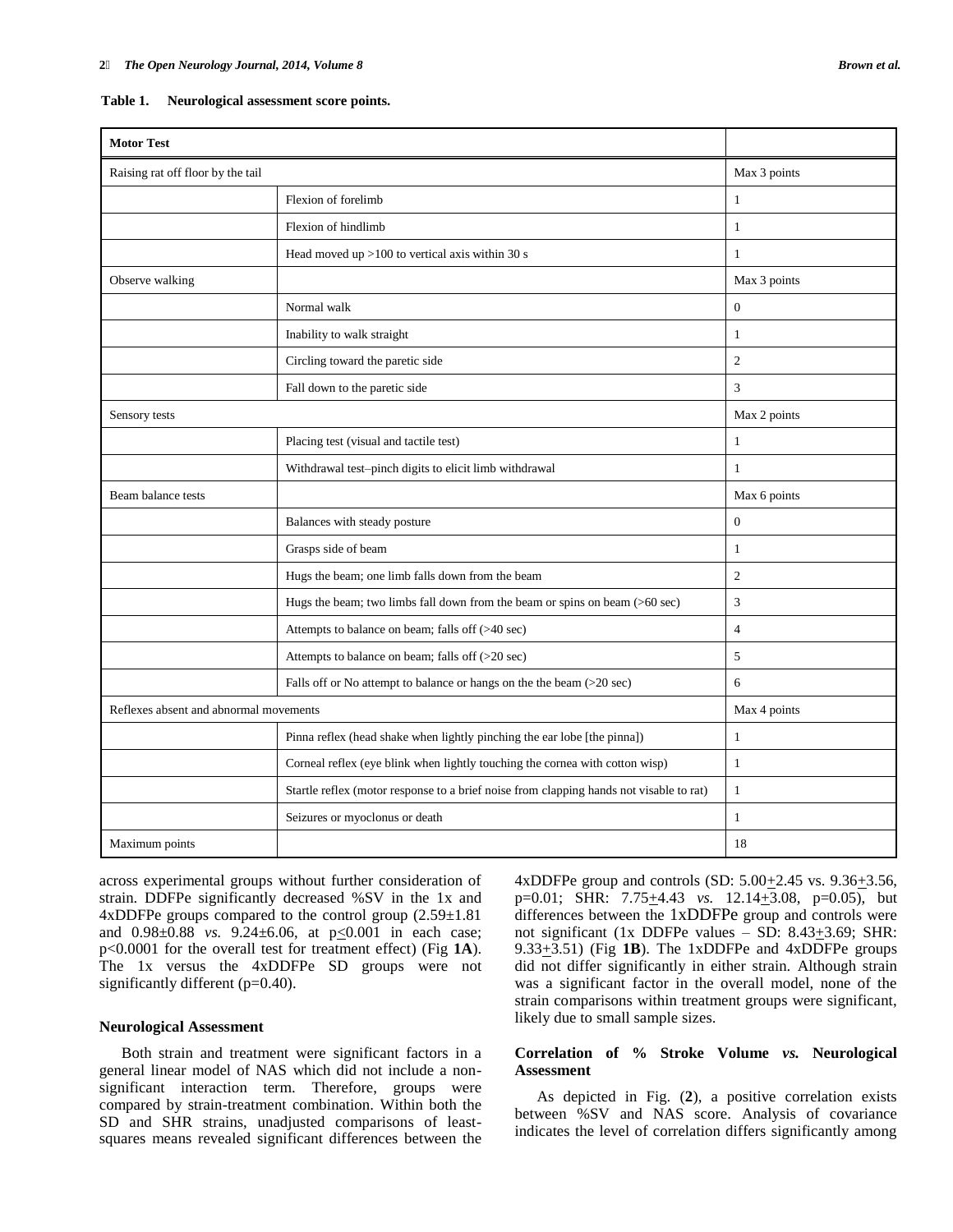**Table 1. Neurological assessment score points.**

| Motor Test | | |
|---|---|---|
| Raising rat off floor by the tail | | Max 3 points |
| | Flexion of forelimb | 1 |
| | Flexion of hindlimb | 1 |
| | Head moved up >100 to vertical axis within 30 s | 1 |
| Observe walking | | Max 3 points |
| | Normal walk | 0 |
| | Inability to walk straight | 1 |
| | Circling toward the paretic side | 2 |
| | Fall down to the paretic side | 3 |
| Sensory tests | | Max 2 points |
| | Placing test (visual and tactile test) | 1 |
| | Withdrawal test–pinch digits to elicit limb withdrawal | 1 |
| Beam balance tests | | Max 6 points |
| | Balances with steady posture | 0 |
| | Grasps side of beam | 1 |
| | Hugs the beam; one limb falls down from the beam | 2 |
| | Hugs the beam; two limbs fall down from the beam or spins on beam (>60 sec) | 3 |
| | Attempts to balance on beam; falls off (>40 sec) | 4 |
| | Attempts to balance on beam; falls off (>20 sec) | 5 |
| | Falls off or No attempt to balance or hangs on the the beam (>20 sec) | 6 |
| Reflexes absent and abnormal movements | | Max 4 points |
| | Pinna reflex (head shake when lightly pinching the ear lobe [the pinna]) | 1 |
| | Corneal reflex (eye blink when lightly touching the cornea with cotton wisp) | 1 |
| | Startle reflex (motor response to a brief noise from clapping hands not visable to rat) | 1 |
| | Seizures or myoclonus or death | 1 |
| Maximum points | | 18 |

across experimental groups without further consideration of strain. DDFPe significantly decreased %SV in the 1x and 4xDDFPe groups compared to the control group (2.59±1.81 and 0.98±0.88 *vs.* 9.24±6.06, at $p \leq 0.001$ in each case; $p<0.0001$ for the overall test for treatment effect) (Fig **1A**). The 1x versus the 4xDDFPe SD groups were not significantly different (p=0.40).

### Neurological Assessment

Both strain and treatment were significant factors in a general linear model of NAS which did not include a non-significant interaction term. Therefore, groups were compared by strain-treatment combination. Within both the SD and SHR strains, unadjusted comparisons of least-squares means revealed significant differences between the 4xDDFPe group and controls (SD: 5.00±2.45 vs. 9.36±3.56, p=0.01; SHR: 7.75±4.43 *vs.* 12.14±3.08, p=0.05), but differences between the 1xDDFPe group and controls were not significant (1x DDFPe values – SD: 8.43±3.69; SHR: 9.33±3.51) (Fig **1B**). The 1xDDFPe and 4xDDFPe groups did not differ significantly in either strain. Although strain was a significant factor in the overall model, none of the strain comparisons within treatment groups were significant, likely due to small sample sizes.

### Correlation of % Stroke Volume *vs.* Neurological Assessment

As depicted in Fig. (**2**), a positive correlation exists between %SV and NAS score. Analysis of covariance indicates the level of correlation differs significantly among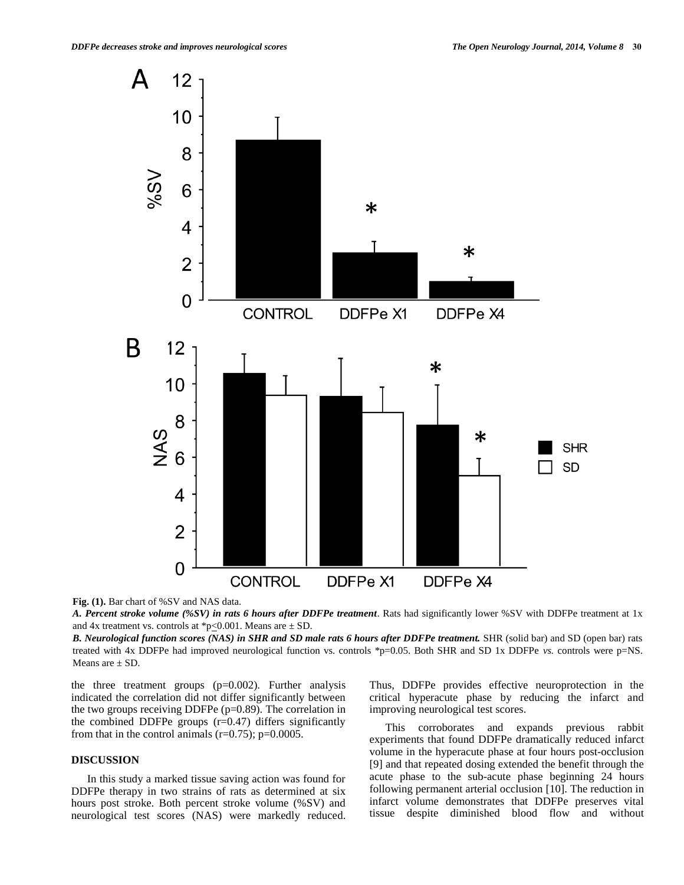**Fig. (1).** Bar chart of %SV and NAS data.

***A. Percent stroke volume (%SV) in rats 6 hours after DDFPe treatment***. Rats had significantly lower %SV with DDFPe treatment at 1x and 4x treatment vs. controls at *p≤0.001. Means are ± SD.

***B. Neurological function scores (NAS) in SHR and SD male rats 6 hours after DDFPe treatment.*** SHR (solid bar) and SD (open bar) rats treated with 4x DDFPe had improved neurological function vs. controls *p=0.05. Both SHR and SD 1x DDFPe *vs.* controls were p=NS. Means are ± SD.

the three treatment groups (p=0.002). Further analysis indicated the correlation did not differ significantly between the two groups receiving DDFPe (p=0.89). The correlation in the combined DDFPe groups (r=0.47) differs significantly from that in the control animals (r=0.75); p=0.0005.

## DISCUSSION

In this study a marked tissue saving action was found for DDFPe therapy in two strains of rats as determined at six hours post stroke. Both percent stroke volume (%SV) and neurological test scores (NAS) were markedly reduced. Thus, DDFPe provides effective neuroprotection in the critical hyperacute phase by reducing the infarct and improving neurological test scores.

This corroborates and expands previous rabbit experiments that found DDFPe dramatically reduced infarct volume in the hyperacute phase at four hours post-occlusion [9] and that repeated dosing extended the benefit through the acute phase to the sub-acute phase beginning 24 hours following permanent arterial occlusion [10]. The reduction in infarct volume demonstrates that DDFPe preserves vital tissue despite diminished blood flow and without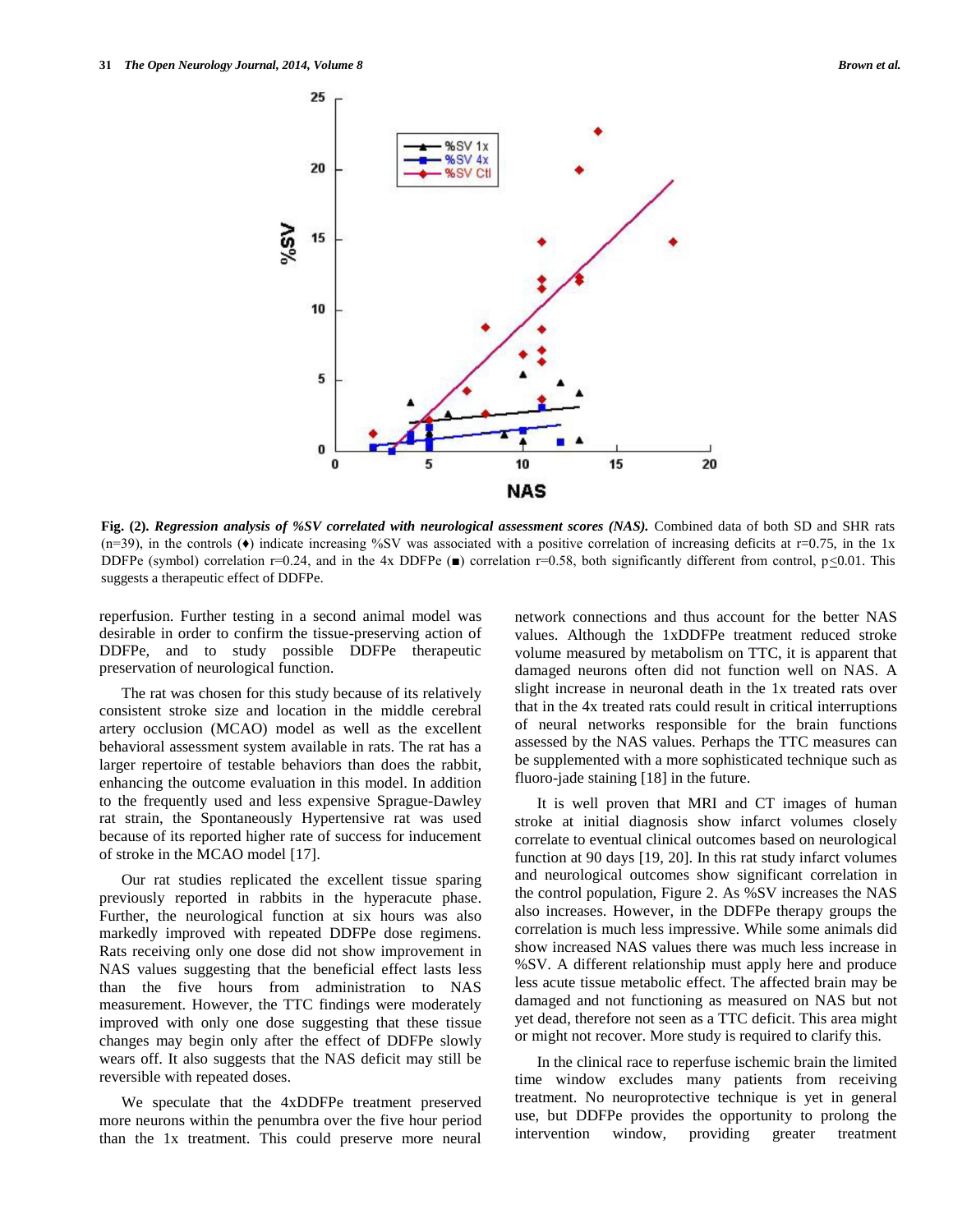**Fig. (2).** ***Regression analysis of %SV correlated with neurological assessment scores (NAS).*** Combined data of both SD and SHR rats (n=39), in the controls (♦) indicate increasing %SV was associated with a positive correlation of increasing deficits at r=0.75, in the 1x DDFPe (symbol) correlation r=0.24, and in the 4x DDFPe (■) correlation r=0.58, both significantly different from control, p≤0.01. This suggests a therapeutic effect of DDFPe.

reperfusion. Further testing in a second animal model was desirable in order to confirm the tissue-preserving action of DDFPe, and to study possible DDFPe therapeutic preservation of neurological function.

The rat was chosen for this study because of its relatively consistent stroke size and location in the middle cerebral artery occlusion (MCAO) model as well as the excellent behavioral assessment system available in rats. The rat has a larger repertoire of testable behaviors than does the rabbit, enhancing the outcome evaluation in this model. In addition to the frequently used and less expensive Sprague-Dawley rat strain, the Spontaneously Hypertensive rat was used because of its reported higher rate of success for inducement of stroke in the MCAO model [17].

Our rat studies replicated the excellent tissue sparing previously reported in rabbits in the hyperacute phase. Further, the neurological function at six hours was also markedly improved with repeated DDFPe dose regimens. Rats receiving only one dose did not show improvement in NAS values suggesting that the beneficial effect lasts less than the five hours from administration to NAS measurement. However, the TTC findings were moderately improved with only one dose suggesting that these tissue changes may begin only after the effect of DDFPe slowly wears off. It also suggests that the NAS deficit may still be reversible with repeated doses.

We speculate that the 4xDDFPe treatment preserved more neurons within the penumbra over the five hour period than the 1x treatment. This could preserve more neural network connections and thus account for the better NAS values. Although the 1xDDFPe treatment reduced stroke volume measured by metabolism on TTC, it is apparent that damaged neurons often did not function well on NAS. A slight increase in neuronal death in the 1x treated rats over that in the 4x treated rats could result in critical interruptions of neural networks responsible for the brain functions assessed by the NAS values. Perhaps the TTC measures can be supplemented with a more sophisticated technique such as fluoro-jade staining [18] in the future.

It is well proven that MRI and CT images of human stroke at initial diagnosis show infarct volumes closely correlate to eventual clinical outcomes based on neurological function at 90 days [19, 20]. In this rat study infarct volumes and neurological outcomes show significant correlation in the control population, Figure 2. As %SV increases the NAS also increases. However, in the DDFPe therapy groups the correlation is much less impressive. While some animals did show increased NAS values there was much less increase in %SV. A different relationship must apply here and produce less acute tissue metabolic effect. The affected brain may be damaged and not functioning as measured on NAS but not yet dead, therefore not seen as a TTC deficit. This area might or might not recover. More study is required to clarify this.

In the clinical race to reperfuse ischemic brain the limited time window excludes many patients from receiving treatment. No neuroprotective technique is yet in general use, but DDFPe provides the opportunity to prolong the intervention window, providing greater treatment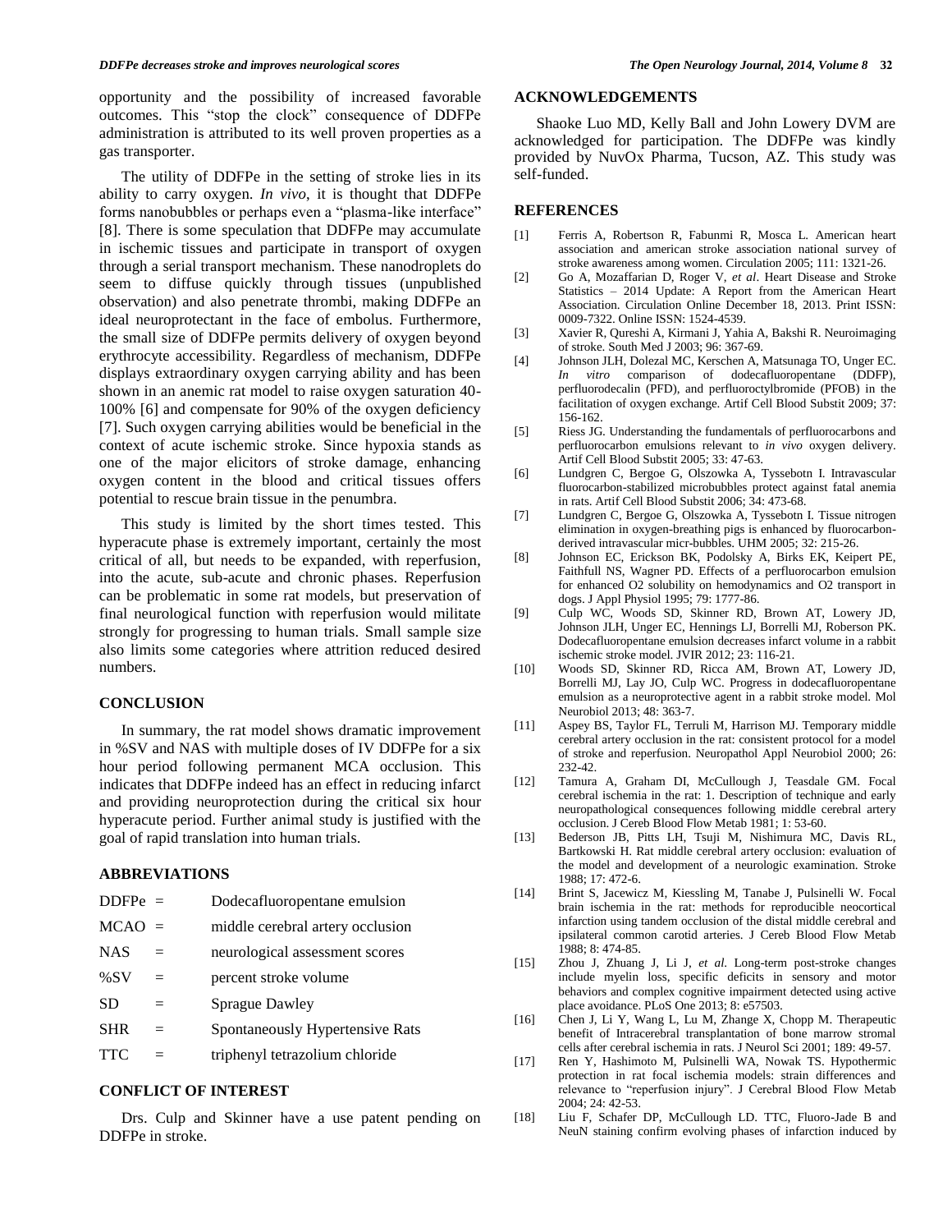opportunity and the possibility of increased favorable outcomes. This "stop the clock" consequence of DDFPe administration is attributed to its well proven properties as a gas transporter.

The utility of DDFPe in the setting of stroke lies in its ability to carry oxygen. *In vivo*, it is thought that DDFPe forms nanobubbles or perhaps even a "plasma-like interface" [8]. There is some speculation that DDFPe may accumulate in ischemic tissues and participate in transport of oxygen through a serial transport mechanism. These nanodroplets do seem to diffuse quickly through tissues (unpublished observation) and also penetrate thrombi, making DDFPe an ideal neuroprotectant in the face of embolus. Furthermore, the small size of DDFPe permits delivery of oxygen beyond erythrocyte accessibility. Regardless of mechanism, DDFPe displays extraordinary oxygen carrying ability and has been shown in an anemic rat model to raise oxygen saturation 40-100% [6] and compensate for 90% of the oxygen deficiency [7]. Such oxygen carrying abilities would be beneficial in the context of acute ischemic stroke. Since hypoxia stands as one of the major elicitors of stroke damage, enhancing oxygen content in the blood and critical tissues offers potential to rescue brain tissue in the penumbra.

This study is limited by the short times tested. This hyperacute phase is extremely important, certainly the most critical of all, but needs to be expanded, with reperfusion, into the acute, sub-acute and chronic phases. Reperfusion can be problematic in some rat models, but preservation of final neurological function with reperfusion would militate strongly for progressing to human trials. Small sample size also limits some categories where attrition reduced desired numbers.

## CONCLUSION

In summary, the rat model shows dramatic improvement in %SV and NAS with multiple doses of IV DDFPe for a six hour period following permanent MCA occlusion. This indicates that DDFPe indeed has an effect in reducing infarct and providing neuroprotection during the critical six hour hyperacute period. Further animal study is justified with the goal of rapid translation into human trials.

## ABBREVIATIONS

| | | |
|---|---|---|
| DDFPe | = | Dodecafluoropentane emulsion |
| MCAO | = | middle cerebral artery occlusion |
| NAS | = | neurological assessment scores |
| %SV | = | percent stroke volume |
| SD | = | Sprague Dawley |
| SHR | = | Spontaneously Hypertensive Rats |
| TTC | = | triphenyl tetrazolium chloride |

## CONFLICT OF INTEREST

Drs. Culp and Skinner have a use patent pending on DDFPe in stroke.

## ACKNOWLEDGEMENTS

Shaoke Luo MD, Kelly Ball and John Lowery DVM are acknowledged for participation. The DDFPe was kindly provided by NuvOx Pharma, Tucson, AZ. This study was self-funded.

## REFERENCES

[1] Ferris A, Robertson R, Fabunmi R, Mosca L. American heart association and american stroke association national survey of stroke awareness among women. Circulation 2005; 111: 1321-26.

[2] Go A, Mozaffarian D, Roger V, *et al*. Heart Disease and Stroke Statistics – 2014 Update: A Report from the American Heart Association. Circulation Online December 18, 2013. Print ISSN: 0009-7322. Online ISSN: 1524-4539.

[3] Xavier R, Qureshi A, Kirmani J, Yahia A, Bakshi R. Neuroimaging of stroke. South Med J 2003; 96: 367-69.

[4] Johnson JLH, Dolezal MC, Kerschen A, Matsunaga TO, Unger EC. *In vitro* comparison of dodecafluoropentane (DDFP), perfluorodecalin (PFD), and perfluoroctylbromide (PFOB) in the facilitation of oxygen exchange. Artif Cell Blood Substit 2009; 37: 156-162.

[5] Riess JG. Understanding the fundamentals of perfluorocarbons and perfluorocarbon emulsions relevant to *in vivo* oxygen delivery. Artif Cell Blood Substit 2005; 33: 47-63.

[6] Lundgren C, Bergoe G, Olszowka A, Tyssebotn I. Intravascular fluorocarbon-stabilized microbubbles protect against fatal anemia in rats. Artif Cell Blood Substit 2006; 34: 473-68.

[7] Lundgren C, Bergoe G, Olszowka A, Tyssebotn I. Tissue nitrogen elimination in oxygen-breathing pigs is enhanced by fluorocarbon-derived intravascular micr-bubbles. UHM 2005; 32: 215-26.

[8] Johnson EC, Erickson BK, Podolsky A, Birks EK, Keipert PE, Faithfull NS, Wagner PD. Effects of a perfluorocarbon emulsion for enhanced O2 solubility on hemodynamics and O2 transport in dogs. J Appl Physiol 1995; 79: 1777-86.

[9] Culp WC, Woods SD, Skinner RD, Brown AT, Lowery JD, Johnson JLH, Unger EC, Hennings LJ, Borrelli MJ, Roberson PK. Dodecafluoropentane emulsion decreases infarct volume in a rabbit ischemic stroke model. JVIR 2012; 23: 116-21.

[10] Woods SD, Skinner RD, Ricca AM, Brown AT, Lowery JD, Borrelli MJ, Lay JO, Culp WC. Progress in dodecafluoropentane emulsion as a neuroprotective agent in a rabbit stroke model. Mol Neurobiol 2013; 48: 363-7.

[11] Aspey BS, Taylor FL, Terruli M, Harrison MJ. Temporary middle cerebral artery occlusion in the rat: consistent protocol for a model of stroke and reperfusion. Neuropathol Appl Neurobiol 2000; 26: 232-42.

[12] Tamura A, Graham DI, McCullough J, Teasdale GM. Focal cerebral ischemia in the rat: 1. Description of technique and early neuropathological consequences following middle cerebral artery occlusion. J Cereb Blood Flow Metab 1981; 1: 53-60.

[13] Bederson JB, Pitts LH, Tsuji M, Nishimura MC, Davis RL, Bartkowski H. Rat middle cerebral artery occlusion: evaluation of the model and development of a neurologic examination. Stroke 1988; 17: 472-6.

[14] Brint S, Jacewicz M, Kiessling M, Tanabe J, Pulsinelli W. Focal brain ischemia in the rat: methods for reproducible neocortical infarction using tandem occlusion of the distal middle cerebral and ipsilateral common carotid arteries. J Cereb Blood Flow Metab 1988; 8: 474-85.

[15] Zhou J, Zhuang J, Li J, *et al*. Long-term post-stroke changes include myelin loss, specific deficits in sensory and motor behaviors and complex cognitive impairment detected using active place avoidance. PLoS One 2013; 8: e57503.

[16] Chen J, Li Y, Wang L, Lu M, Zhange X, Chopp M. Therapeutic benefit of Intracerebral transplantation of bone marrow stromal cells after cerebral ischemia in rats. J Neurol Sci 2001; 189: 49-57.

[17] Ren Y, Hashimoto M, Pulsinelli WA, Nowak TS. Hypothermic protection in rat focal ischemia models: strain differences and relevance to "reperfusion injury". J Cerebral Blood Flow Metab 2004; 24: 42-53.

[18] Liu F, Schafer DP, McCullough LD. TTC, Fluoro-Jade B and NeuN staining confirm evolving phases of infarction induced by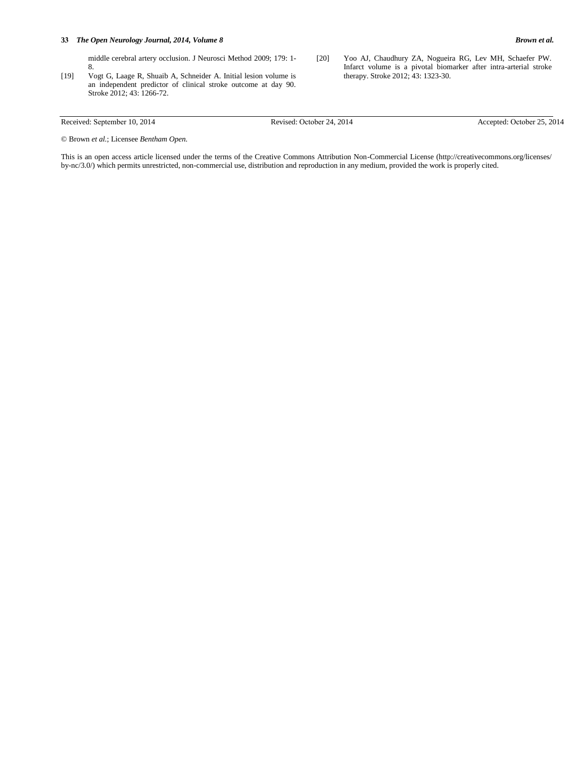middle cerebral artery occlusion. J Neurosci Method 2009; 179: 1-8.

[19] Vogt G, Laage R, Shuaib A, Schneider A. Initial lesion volume is an independent predictor of clinical stroke outcome at day 90. Stroke 2012; 43: 1266-72.

[20] Yoo AJ, Chaudhury ZA, Nogueira RG, Lev MH, Schaefer PW. Infarct volume is a pivotal biomarker after intra-arterial stroke therapy. Stroke 2012; 43: 1323-30.

---

Received: September 10, 2014 Revised: October 24, 2014 Accepted: October 25, 2014

© Brown *et al.*; Licensee *Bentham Open.*

This is an open access article licensed under the terms of the Creative Commons Attribution Non-Commercial License (http://creativecommons.org/licenses/by-nc/3.0/) which permits unrestricted, non-commercial use, distribution and reproduction in any medium, provided the work is properly cited.